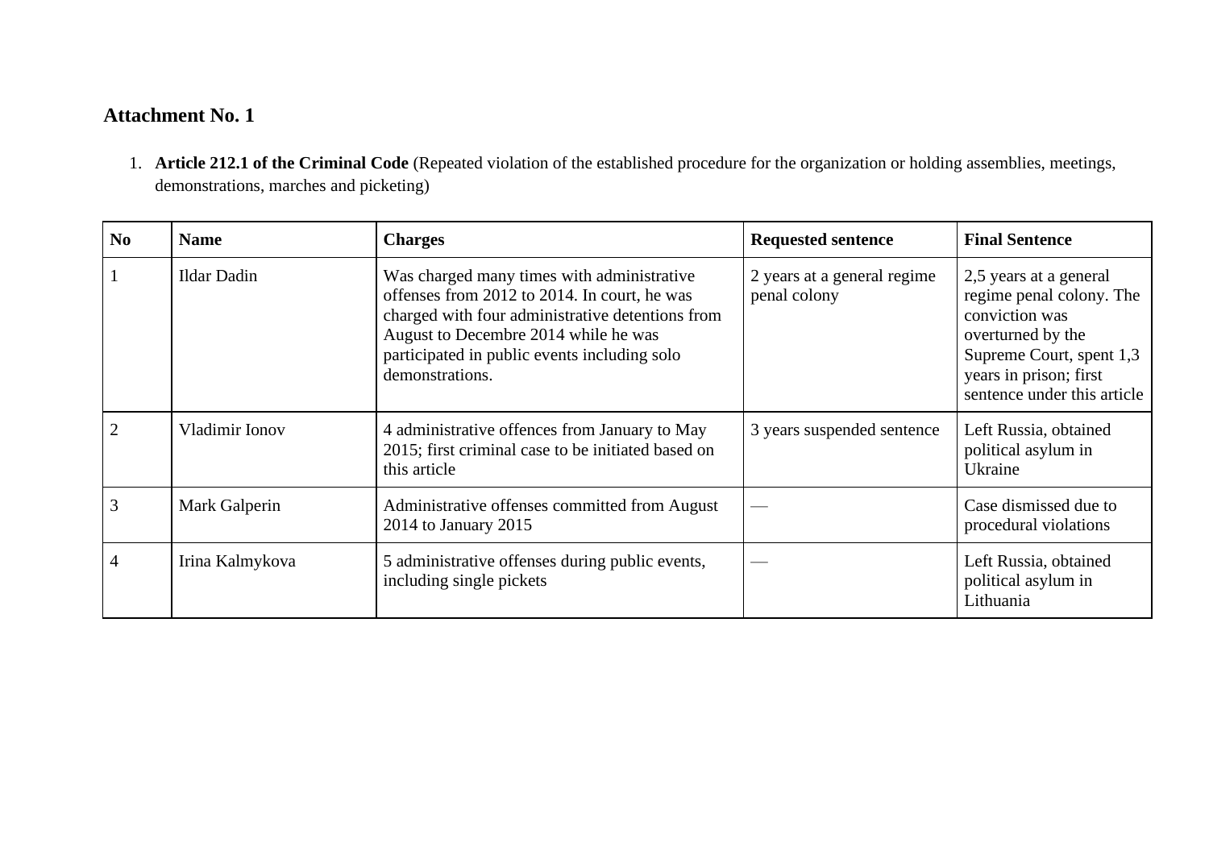## Attachment No. 1

1. **Article 212.1 of the Criminal Code** (Repeated violation of the established procedure for the organization or holding assemblies, meetings, demonstrations, marches and picketing)

| No | Name | Charges | Requested sentence | Final Sentence |
|---|---|---|---|---|
| 1 | Ildar Dadin | Was charged many times with administrative offenses from 2012 to 2014. In court, he was charged with four administrative detentions from August to Decembre 2014 while he was participated in public events including solo demonstrations. | 2 years at a general regime penal colony | 2,5 years at a general regime penal colony. The conviction was overturned by the Supreme Court, spent 1,3 years in prison; first sentence under this article |
| 2 | Vladimir Ionov | 4 administrative offences from January to May 2015; first criminal case to be initiated based on this article | 3 years suspended sentence | Left Russia, obtained political asylum in Ukraine |
| 3 | Mark Galperin | Administrative offenses committed from August 2014 to January 2015 | — | Case dismissed due to procedural violations |
| 4 | Irina Kalmykova | 5 administrative offenses during public events, including single pickets | — | Left Russia, obtained political asylum in Lithuania |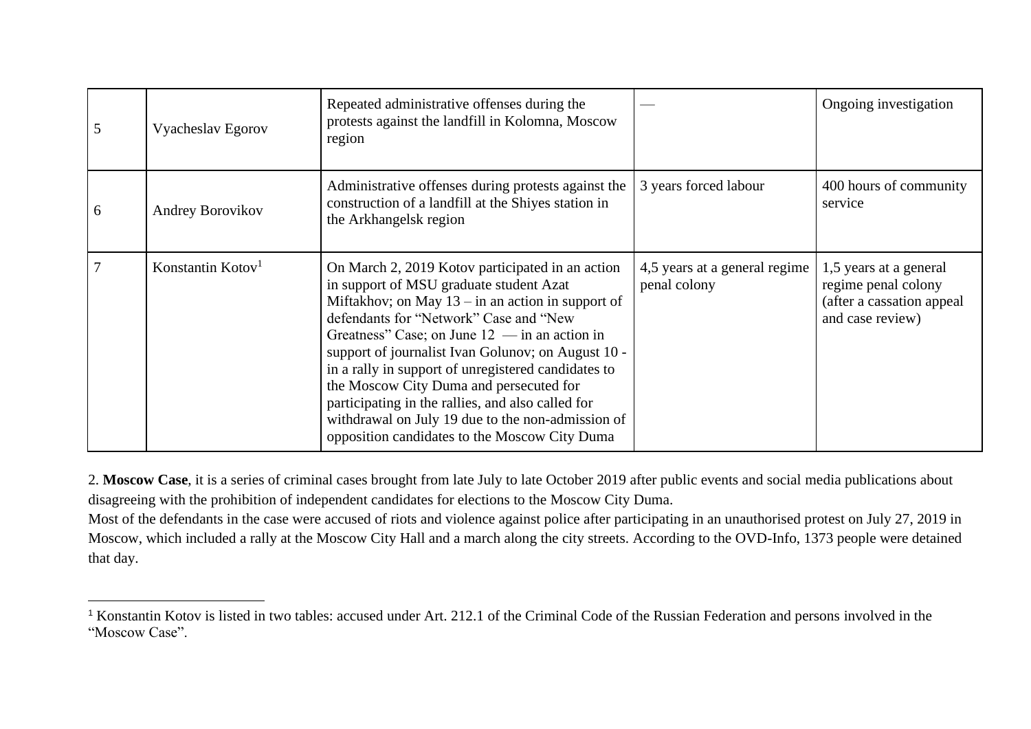| 5 | Vyacheslav Egorov | Repeated administrative offenses during the protests against the landfill in Kolomna, Moscow region | — | Ongoing investigation |
|---|---|---|---|---|
| 6 | Andrey Borovikov | Administrative offenses during protests against the construction of a landfill at the Shiyes station in the Arkhangelsk region | 3 years forced labour | 400 hours of community service |
| 7 | Konstantin Kotov[1] | On March 2, 2019 Kotov participated in an action in support of MSU graduate student Azat Miftakhov; on May 13 – in an action in support of defendants for "Network" Case and "New Greatness" Case; on June 12 — in an action in support of journalist Ivan Golunov; on August 10 - in a rally in support of unregistered candidates to the Moscow City Duma and persecuted for participating in the rallies, and also called for withdrawal on July 19 due to the non-admission of opposition candidates to the Moscow City Duma | 4,5 years at a general regime penal colony | 1,5 years at a general regime penal colony (after a cassation appeal and case review) |

2. **Moscow Case**, it is a series of criminal cases brought from late July to late October 2019 after public events and social media publications about disagreeing with the prohibition of independent candidates for elections to the Moscow City Duma.

Most of the defendants in the case were accused of riots and violence against police after participating in an unauthorised protest on July 27, 2019 in Moscow, which included a rally at the Moscow City Hall and a march along the city streets. According to the OVD-Info, 1373 people were detained that day.

[1] Konstantin Kotov is listed in two tables: accused under Art. 212.1 of the Criminal Code of the Russian Federation and persons involved in the "Moscow Case".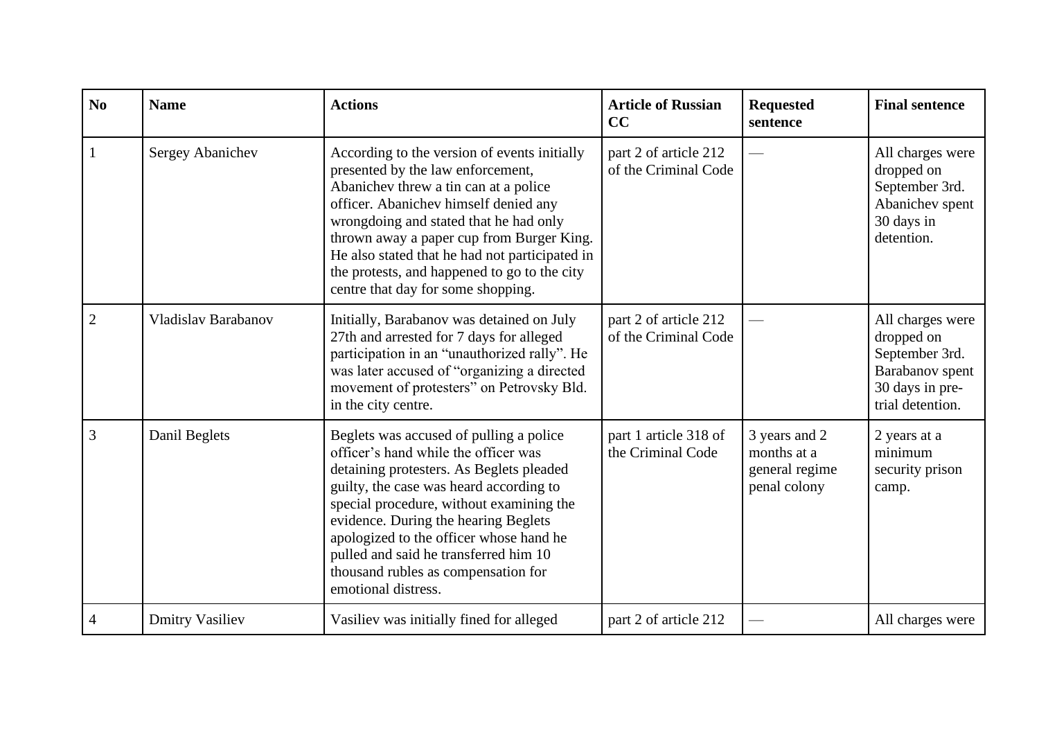| No | Name | Actions | Article of Russian CC | Requested sentence | Final sentence |
|---|---|---|---|---|---|
| 1 | Sergey Abanichev | According to the version of events initially presented by the law enforcement, Abanichev threw a tin can at a police officer. Abanichev himself denied any wrongdoing and stated that he had only thrown away a paper cup from Burger King. He also stated that he had not participated in the protests, and happened to go to the city centre that day for some shopping. | part 2 of article 212 of the Criminal Code | — | All charges were dropped on September 3rd. Abanichev spent 30 days in detention. |
| 2 | Vladislav Barabanov | Initially, Barabanov was detained on July 27th and arrested for 7 days for alleged participation in an "unauthorized rally". He was later accused of "organizing a directed movement of protesters" on Petrovsky Bld. in the city centre. | part 2 of article 212 of the Criminal Code | — | All charges were dropped on September 3rd. Barabanov spent 30 days in pre-trial detention. |
| 3 | Danil Beglets | Beglets was accused of pulling a police officer's hand while the officer was detaining protesters. As Beglets pleaded guilty, the case was heard according to special procedure, without examining the evidence. During the hearing Beglets apologized to the officer whose hand he pulled and said he transferred him 10 thousand rubles as compensation for emotional distress. | part 1 article 318 of the Criminal Code | 3 years and 2 months at a general regime penal colony | 2 years at a minimum security prison camp. |
| 4 | Dmitry Vasiliev | Vasiliev was initially fined for alleged | part 2 of article 212 | — | All charges were |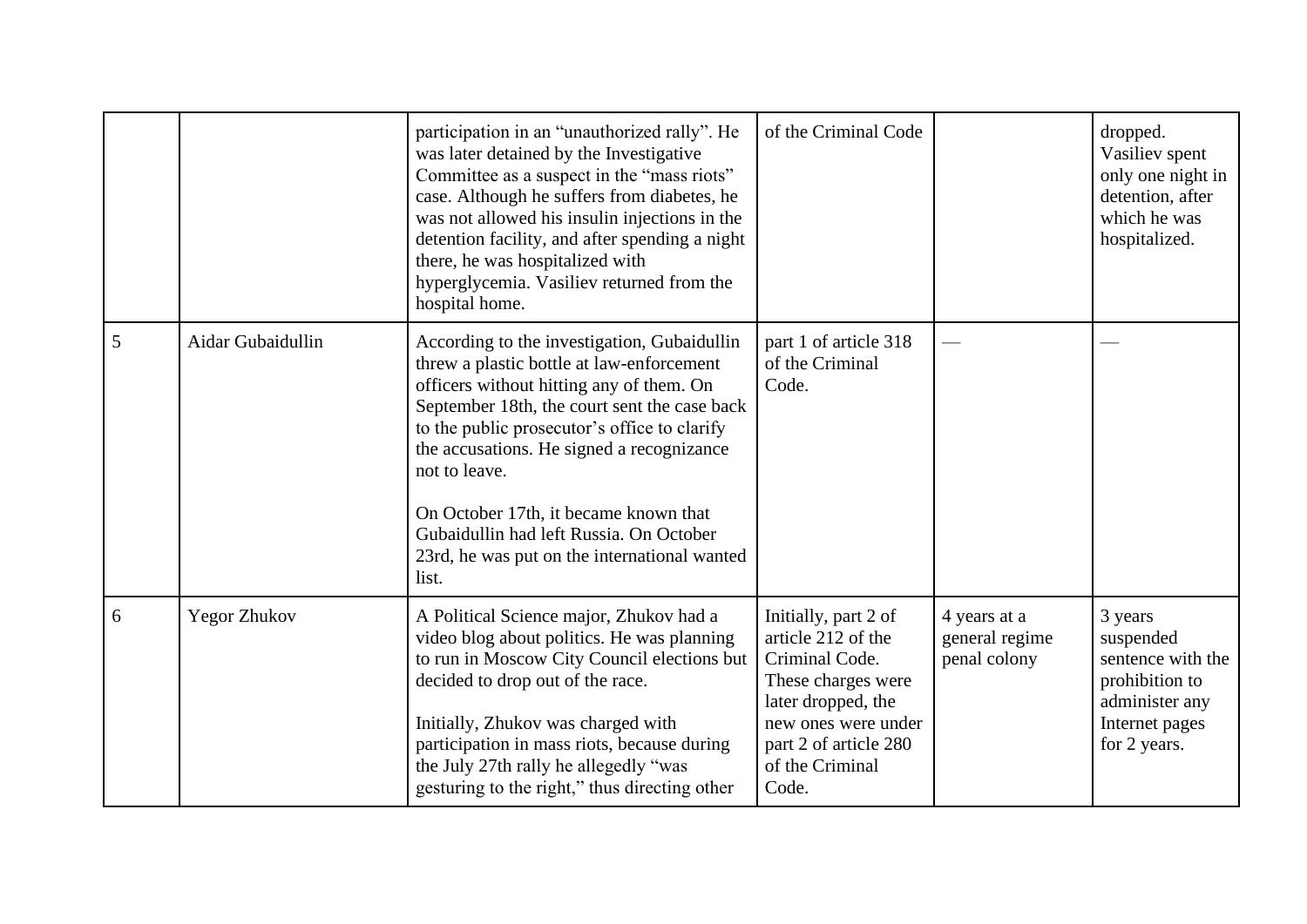| | | | | | |
|---|---|---|---|---|---|
| | | participation in an "unauthorized rally". He was later detained by the Investigative Committee as a suspect in the "mass riots" case. Although he suffers from diabetes, he was not allowed his insulin injections in the detention facility, and after spending a night there, he was hospitalized with hyperglycemia. Vasiliev returned from the hospital home. | of the Criminal Code | | dropped. Vasiliev spent only one night in detention, after which he was hospitalized. |
| 5 | Aidar Gubaidullin | According to the investigation, Gubaidullin threw a plastic bottle at law-enforcement officers without hitting any of them. On September 18th, the court sent the case back to the public prosecutor's office to clarify the accusations. He signed a recognizance not to leave.<br><br>On October 17th, it became known that Gubaidullin had left Russia. On October 23rd, he was put on the international wanted list. | part 1 of article 318 of the Criminal Code. | — | — |
| 6 | Yegor Zhukov | A Political Science major, Zhukov had a video blog about politics. He was planning to run in Moscow City Council elections but decided to drop out of the race.<br><br>Initially, Zhukov was charged with participation in mass riots, because during the July 27th rally he allegedly "was gesturing to the right," thus directing other | Initially, part 2 of article 212 of the Criminal Code. These charges were later dropped, the new ones were under part 2 of article 280 of the Criminal Code. | 4 years at a general regime penal colony | 3 years suspended sentence with the prohibition to administer any Internet pages for 2 years. |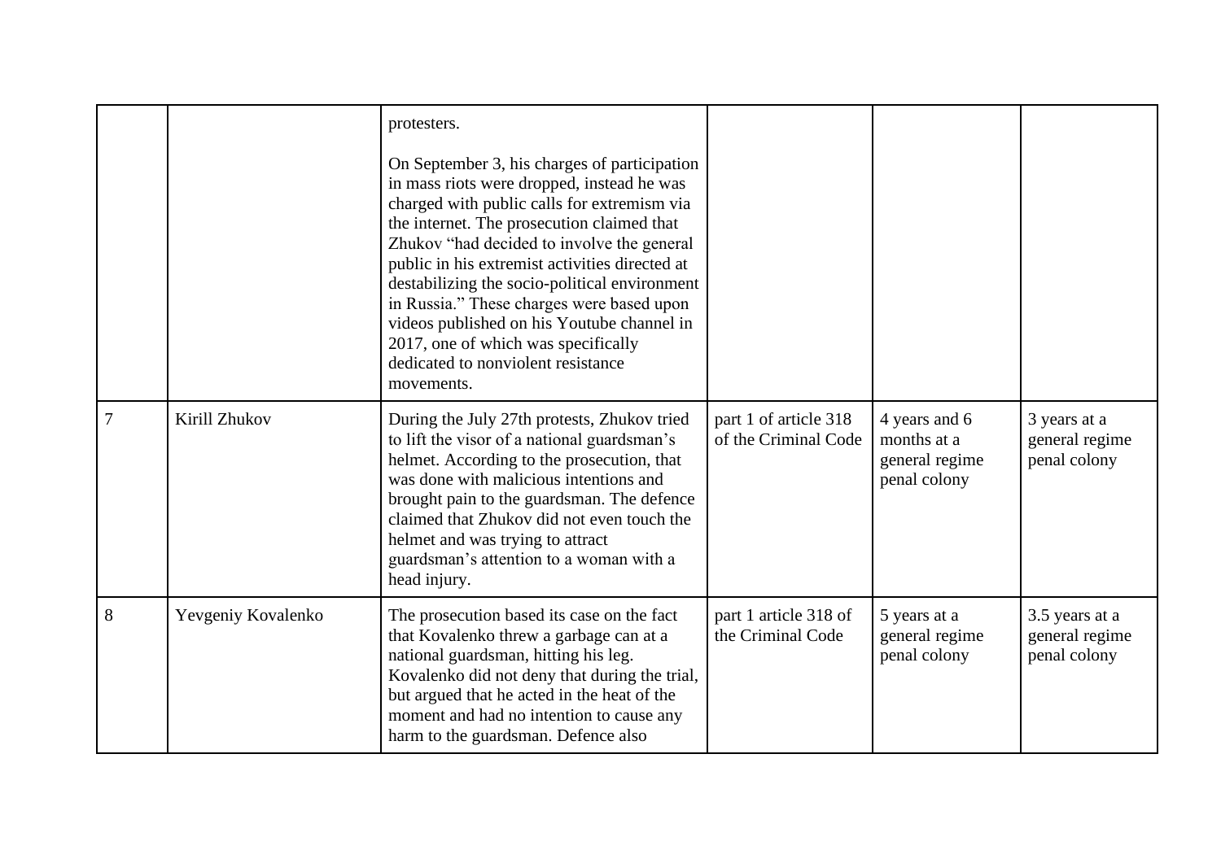| | | | | | |
|---|---|---|---|---|---|
| | | protesters.<br><br>On September 3, his charges of participation in mass riots were dropped, instead he was charged with public calls for extremism via the internet. The prosecution claimed that Zhukov “had decided to involve the general public in his extremist activities directed at destabilizing the socio-political environment in Russia.” These charges were based upon videos published on his Youtube channel in 2017, one of which was specifically dedicated to nonviolent resistance movements. | | | |
| 7 | Kirill Zhukov | During the July 27th protests, Zhukov tried to lift the visor of a national guardsman’s helmet. According to the prosecution, that was done with malicious intentions and brought pain to the guardsman. The defence claimed that Zhukov did not even touch the helmet and was trying to attract guardsman’s attention to a woman with a head injury. | part 1 of article 318 of the Criminal Code | 4 years and 6 months at a general regime penal colony | 3 years at a general regime penal colony |
| 8 | Yevgeniy Kovalenko | The prosecution based its case on the fact that Kovalenko threw a garbage can at a national guardsman, hitting his leg. Kovalenko did not deny that during the trial, but argued that he acted in the heat of the moment and had no intention to cause any harm to the guardsman. Defence also | part 1 article 318 of the Criminal Code | 5 years at a general regime penal colony | 3.5 years at a general regime penal colony |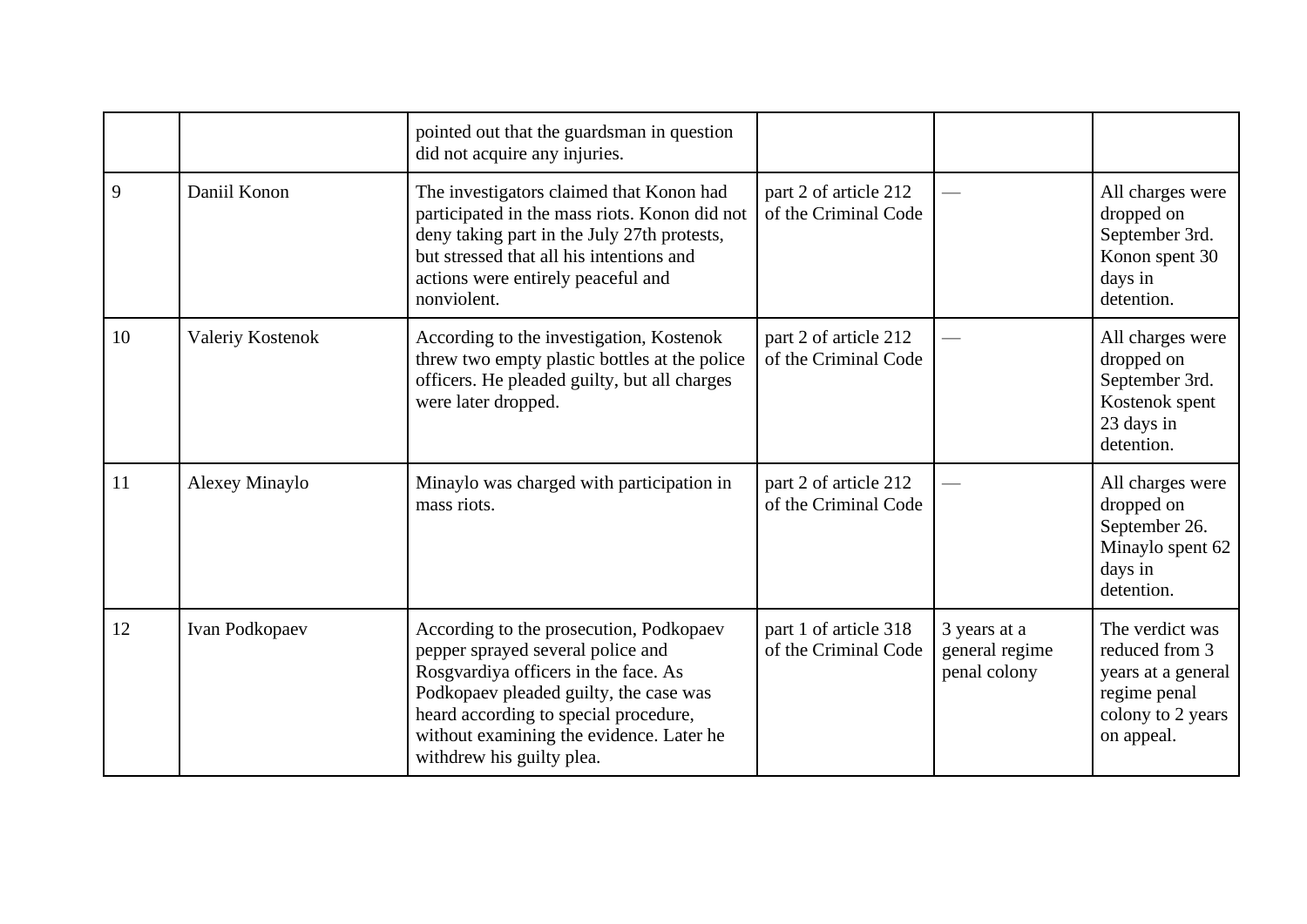| | | | | | |
|---|---|---|---|---|---|
| | | pointed out that the guardsman in question did not acquire any injuries. | | | |
| 9 | Daniil Konon | The investigators claimed that Konon had participated in the mass riots. Konon did not deny taking part in the July 27th protests, but stressed that all his intentions and actions were entirely peaceful and nonviolent. | part 2 of article 212 of the Criminal Code | — | All charges were dropped on September 3rd. Konon spent 30 days in detention. |
| 10 | Valeriy Kostenok | According to the investigation, Kostenok threw two empty plastic bottles at the police officers. He pleaded guilty, but all charges were later dropped. | part 2 of article 212 of the Criminal Code | — | All charges were dropped on September 3rd. Kostenok spent 23 days in detention. |
| 11 | Alexey Minaylo | Minaylo was charged with participation in mass riots. | part 2 of article 212 of the Criminal Code | — | All charges were dropped on September 26. Minaylo spent 62 days in detention. |
| 12 | Ivan Podkopaev | According to the prosecution, Podkopaev pepper sprayed several police and Rosgvardiya officers in the face. As Podkopaev pleaded guilty, the case was heard according to special procedure, without examining the evidence. Later he withdrew his guilty plea. | part 1 of article 318 of the Criminal Code | 3 years at a general regime penal colony | The verdict was reduced from 3 years at a general regime penal colony to 2 years on appeal. |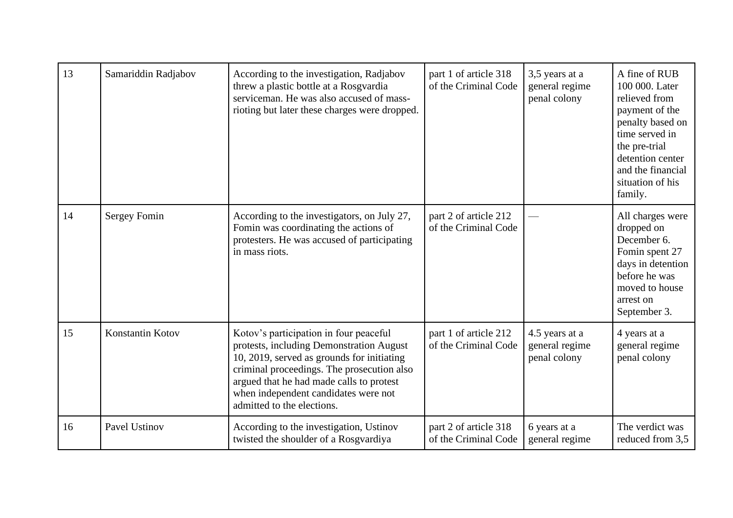| 13 | Samariddin Radjabov | According to the investigation, Radjabov threw a plastic bottle at a Rosgvardia serviceman. He was also accused of mass-rioting but later these charges were dropped. | part 1 of article 318 of the Criminal Code | 3,5 years at a general regime penal colony | A fine of RUB 100 000. Later relieved from payment of the penalty based on time served in the pre-trial detention center and the financial situation of his family. |
|---|---|---|---|---|---|
| 14 | Sergey Fomin | According to the investigators, on July 27, Fomin was coordinating the actions of protesters. He was accused of participating in mass riots. | part 2 of article 212 of the Criminal Code | — | All charges were dropped on December 6. Fomin spent 27 days in detention before he was moved to house arrest on September 3. |
| 15 | Konstantin Kotov | Kotov's participation in four peaceful protests, including Demonstration August 10, 2019, served as grounds for initiating criminal proceedings. The prosecution also argued that he had made calls to protest when independent candidates were not admitted to the elections. | part 1 of article 212 of the Criminal Code | 4.5 years at a general regime penal colony | 4 years at a general regime penal colony |
| 16 | Pavel Ustinov | According to the investigation, Ustinov twisted the shoulder of a Rosgvardiya | part 2 of article 318 of the Criminal Code | 6 years at a general regime | The verdict was reduced from 3,5 |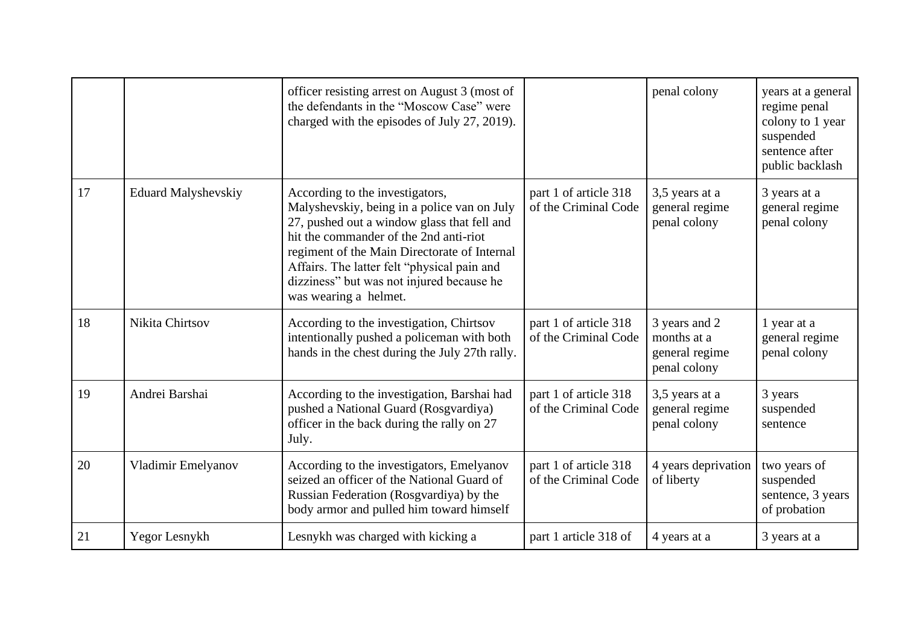| | | | | | |
|---|---|---|---|---|---|
| | | officer resisting arrest on August 3 (most of the defendants in the "Moscow Case" were charged with the episodes of July 27, 2019). | | penal colony | years at a general regime penal colony to 1 year suspended sentence after public backlash |
| 17 | Eduard Malyshevskiy | According to the investigators, Malyshevskiy, being in a police van on July 27, pushed out a window glass that fell and hit the commander of the 2nd anti-riot regiment of the Main Directorate of Internal Affairs. The latter felt "physical pain and dizziness" but was not injured because he was wearing a helmet. | part 1 of article 318 of the Criminal Code | 3,5 years at a general regime penal colony | 3 years at a general regime penal colony |
| 18 | Nikita Chirtsov | According to the investigation, Chirtsov intentionally pushed a policeman with both hands in the chest during the July 27th rally. | part 1 of article 318 of the Criminal Code | 3 years and 2 months at a general regime penal colony | 1 year at a general regime penal colony |
| 19 | Andrei Barshai | According to the investigation, Barshai had pushed a National Guard (Rosgvardiya) officer in the back during the rally on 27 July. | part 1 of article 318 of the Criminal Code | 3,5 years at a general regime penal colony | 3 years suspended sentence |
| 20 | Vladimir Emelyanov | According to the investigators, Emelyanov seized an officer of the National Guard of Russian Federation (Rosgvardiya) by the body armor and pulled him toward himself | part 1 of article 318 of the Criminal Code | 4 years deprivation of liberty | two years of suspended sentence, 3 years of probation |
| 21 | Yegor Lesnykh | Lesnykh was charged with kicking a | part 1 article 318 of | 4 years at a | 3 years at a |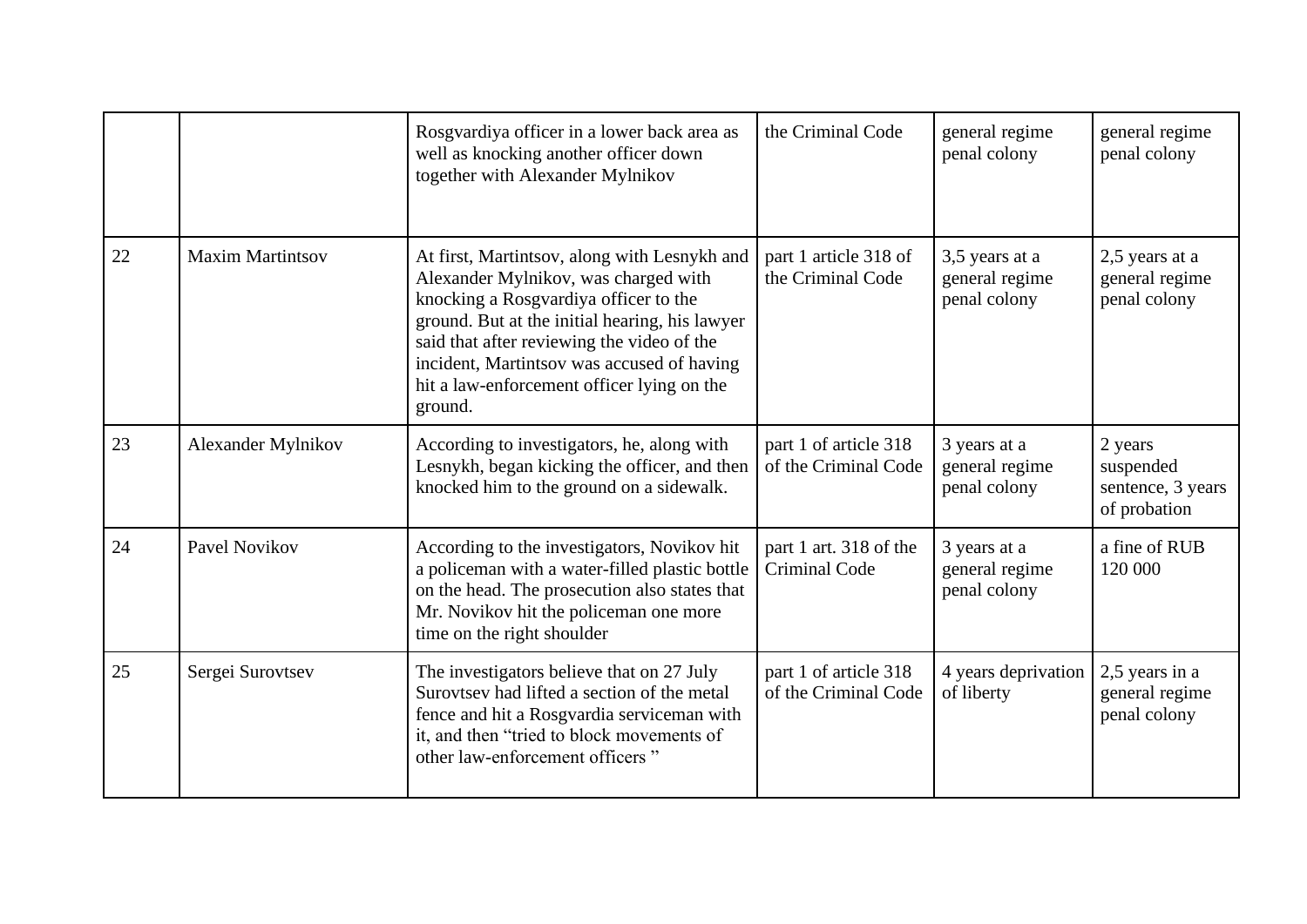| | | | | | |
|---|---|---|---|---|---|
| | | Rosgvardiya officer in a lower back area as well as knocking another officer down together with Alexander Mylnikov | the Criminal Code | general regime penal colony | general regime penal colony |
| 22 | Maxim Martintsov | At first, Martintsov, along with Lesnykh and Alexander Mylnikov, was charged with knocking a Rosgvardiya officer to the ground. But at the initial hearing, his lawyer said that after reviewing the video of the incident, Martintsov was accused of having hit a law-enforcement officer lying on the ground. | part 1 article 318 of the Criminal Code | 3,5 years at a general regime penal colony | 2,5 years at a general regime penal colony |
| 23 | Alexander Mylnikov | According to investigators, he, along with Lesnykh, began kicking the officer, and then knocked him to the ground on a sidewalk. | part 1 of article 318 of the Criminal Code | 3 years at a general regime penal colony | 2 years suspended sentence, 3 years of probation |
| 24 | Pavel Novikov | According to the investigators, Novikov hit a policeman with a water-filled plastic bottle on the head. The prosecution also states that Mr. Novikov hit the policeman one more time on the right shoulder | part 1 art. 318 of the Criminal Code | 3 years at a general regime penal colony | a fine of RUB 120 000 |
| 25 | Sergei Surovtsev | The investigators believe that on 27 July Surovtsev had lifted a section of the metal fence and hit a Rosgvardia serviceman with it, and then "tried to block movements of other law-enforcement officers " | part 1 of article 318 of the Criminal Code | 4 years deprivation of liberty | 2,5 years in a general regime penal colony |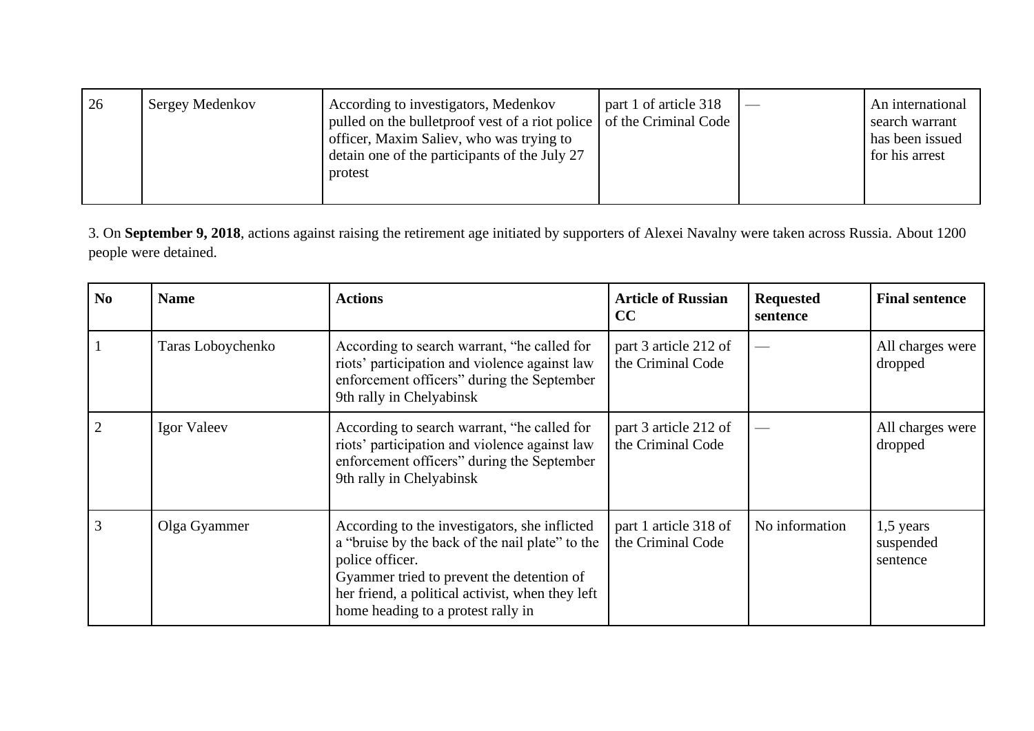| 26 | Sergey Medenkov | According to investigators, Medenkov pulled on the bulletproof vest of a riot police officer, Maxim Saliev, who was trying to detain one of the participants of the July 27 protest | part 1 of article 318 of the Criminal Code | — | An international search warrant has been issued for his arrest |
|---|---|---|---|---|---|

3. On **September 9, 2018**, actions against raising the retirement age initiated by supporters of Alexei Navalny were taken across Russia. About 1200 people were detained.

| No | Name | Actions | Article of Russian CC | Requested sentence | Final sentence |
|---|---|---|---|---|---|
| 1 | Taras Loboychenko | According to search warrant, "he called for riots' participation and violence against law enforcement officers" during the September 9th rally in Chelyabinsk | part 3 article 212 of the Criminal Code | — | All charges were dropped |
| 2 | Igor Valeev | According to search warrant, "he called for riots' participation and violence against law enforcement officers" during the September 9th rally in Chelyabinsk | part 3 article 212 of the Criminal Code | — | All charges were dropped |
| 3 | Olga Gyammer | According to the investigators, she inflicted a "bruise by the back of the nail plate" to the police officer.<br>Gyammer tried to prevent the detention of her friend, a political activist, when they left home heading to a protest rally in | part 1 article 318 of the Criminal Code | No information | 1,5 years suspended sentence |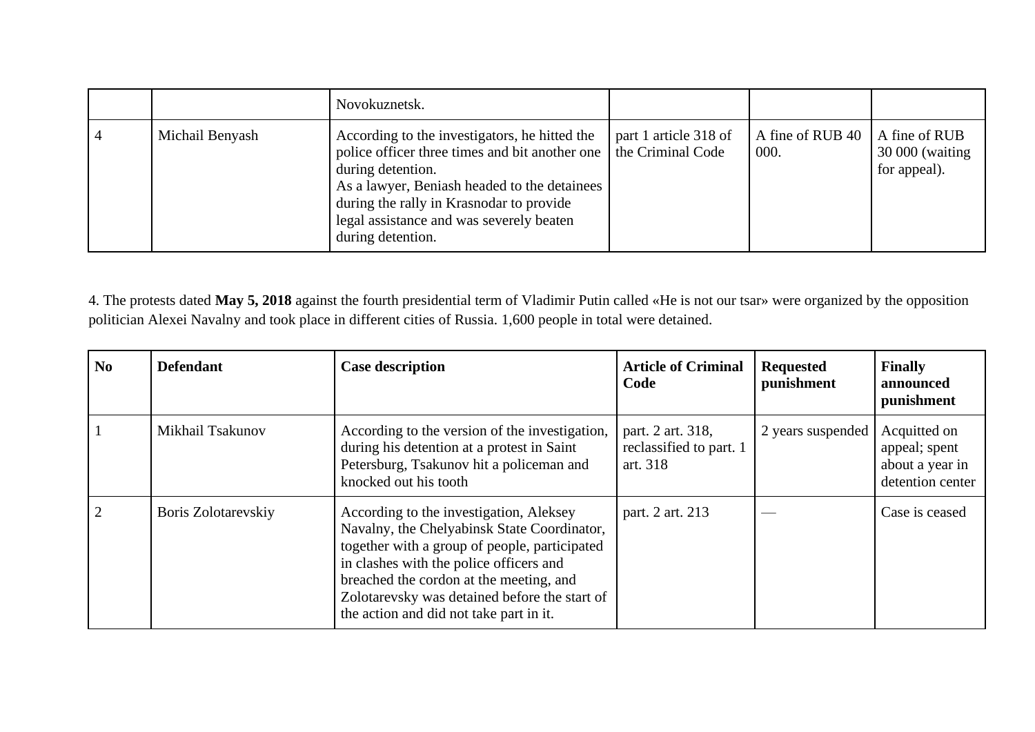| | | | | | |
|---|---|---|---|---|---|
| | | Novokuznetsk. | | | |
| 4 | Michail Benyash | According to the investigators, he hitted the police officer three times and bit another one during detention.<br>As a lawyer, Beniash headed to the detainees during the rally in Krasnodar to provide legal assistance and was severely beaten during detention. | part 1 article 318 of the Criminal Code | A fine of RUB 40 000. | A fine of RUB 30 000 (waiting for appeal). |

4. The protests dated **May 5, 2018** against the fourth presidential term of Vladimir Putin called «He is not our tsar» were organized by the opposition politician Alexei Navalny and took place in different cities of Russia. 1,600 people in total were detained.

| No | Defendant | Case description | Article of Criminal Code | Requested punishment | Finally announced punishment |
|---|---|---|---|---|---|
| 1 | Mikhail Tsakunov | According to the version of the investigation, during his detention at a protest in Saint Petersburg, Tsakunov hit a policeman and knocked out his tooth | part. 2 art. 318, reclassified to part. 1 art. 318 | 2 years suspended | Acquitted on appeal; spent about a year in detention center |
| 2 | Boris Zolotarevskiy | According to the investigation, Aleksey Navalny, the Chelyabinsk State Coordinator, together with a group of people, participated in clashes with the police officers and breached the cordon at the meeting, and Zolotarevsky was detained before the start of the action and did not take part in it. | part. 2 art. 213 | — | Case is ceased |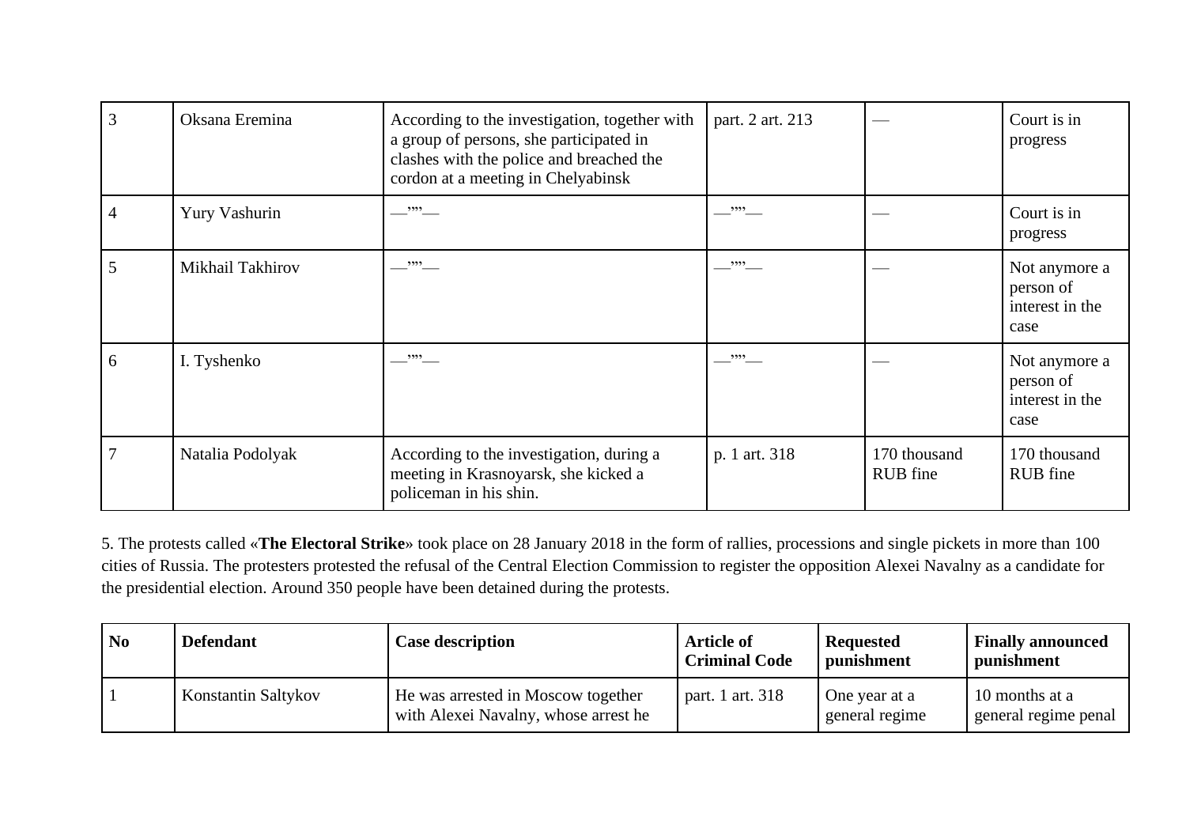| | | | | | |
|---|---|---|---|---|---|
| 3 | Oksana Eremina | According to the investigation, together with a group of persons, she participated in clashes with the police and breached the cordon at a meeting in Chelyabinsk | part. 2 art. 213 | — | Court is in progress |
| 4 | Yury Vashurin | —''''— | —''''— | — | Court is in progress |
| 5 | Mikhail Takhirov | —''''— | —''''— | — | Not anymore a person of interest in the case |
| 6 | I. Tyshenko | —''''— | —''''— | — | Not anymore a person of interest in the case |
| 7 | Natalia Podolyak | According to the investigation, during a meeting in Krasnoyarsk, she kicked a policeman in his shin. | p. 1 art. 318 | 170 thousand RUB fine | 170 thousand RUB fine |

5. The protests called «**The Electoral Strike**» took place on 28 January 2018 in the form of rallies, processions and single pickets in more than 100 cities of Russia. The protesters protested the refusal of the Central Election Commission to register the opposition Alexei Navalny as a candidate for the presidential election. Around 350 people have been detained during the protests.

| No | Defendant | Case description | Article of Criminal Code | Requested punishment | Finally announced punishment |
|---|---|---|---|---|---|
| 1 | Konstantin Saltykov | He was arrested in Moscow together with Alexei Navalny, whose arrest he | part. 1 art. 318 | One year at a general regime | 10 months at a general regime penal |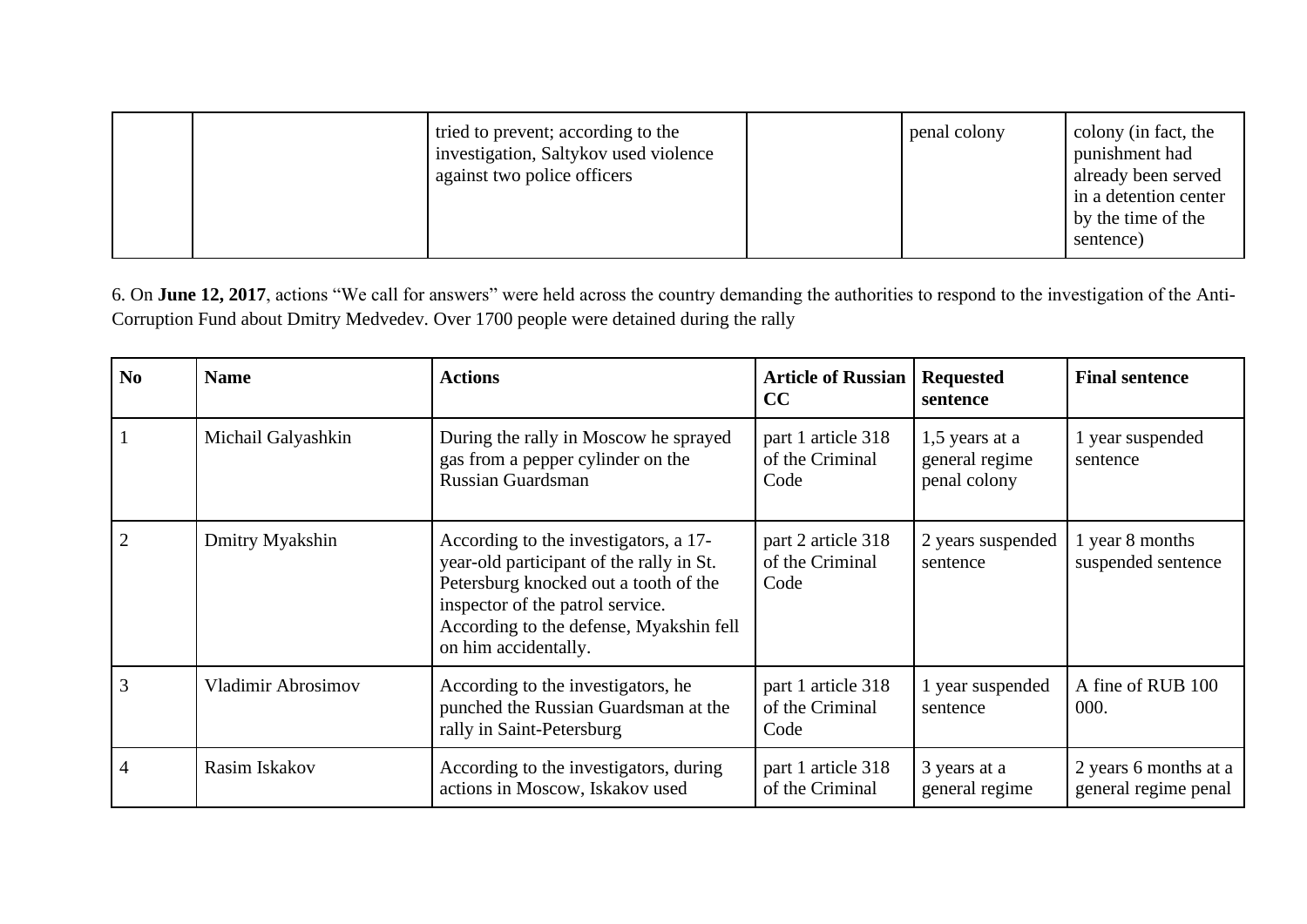| | | tried to prevent; according to the investigation, Saltykov used violence against two police officers | | penal colony | colony (in fact, the punishment had already been served in a detention center by the time of the sentence) |
|---|---|---|---|---|---|

6. On **June 12, 2017**, actions "We call for answers" were held across the country demanding the authorities to respond to the investigation of the Anti-Corruption Fund about Dmitry Medvedev. Over 1700 people were detained during the rally

| No | Name | Actions | Article of Russian CC | Requested sentence | Final sentence |
|---|---|---|---|---|---|
| 1 | Michail Galyashkin | During the rally in Moscow he sprayed gas from a pepper cylinder on the Russian Guardsman | part 1 article 318 of the Criminal Code | 1,5 years at a general regime penal colony | 1 year suspended sentence |
| 2 | Dmitry Myakshin | According to the investigators, a 17-year-old participant of the rally in St. Petersburg knocked out a tooth of the inspector of the patrol service. According to the defense, Myakshin fell on him accidentally. | part 2 article 318 of the Criminal Code | 2 years suspended sentence | 1 year 8 months suspended sentence |
| 3 | Vladimir Abrosimov | According to the investigators, he punched the Russian Guardsman at the rally in Saint-Petersburg | part 1 article 318 of the Criminal Code | 1 year suspended sentence | A fine of RUB 100 000. |
| 4 | Rasim Iskakov | According to the investigators, during actions in Moscow, Iskakov used | part 1 article 318 of the Criminal | 3 years at a general regime | 2 years 6 months at a general regime penal |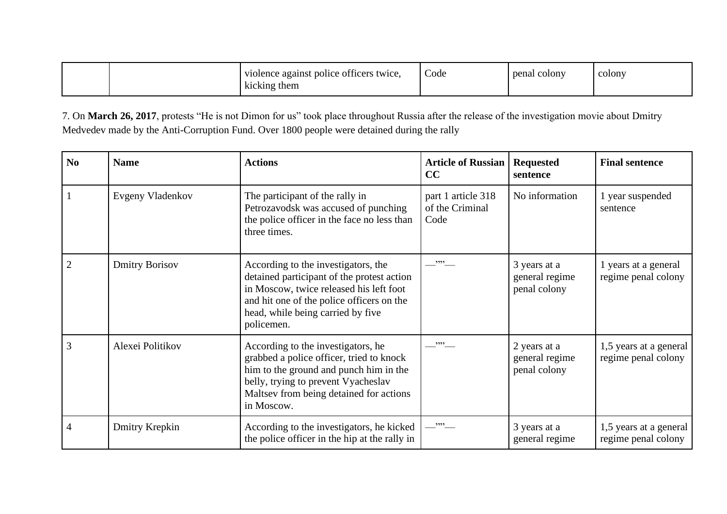|  |  | violence against police officers twice, kicking them | Code | penal colony | colony |
|---|---|---|---|---|---|

7. On **March 26, 2017**, protests “He is not Dimon for us” took place throughout Russia after the release of the investigation movie about Dmitry Medvedev made by the Anti-Corruption Fund. Over 1800 people were detained during the rally

| No | Name | Actions | Article of Russian CC | Requested sentence | Final sentence |
|---|---|---|---|---|---|
| 1 | Evgeny Vladenkov | The participant of the rally in Petrozavodsk was accused of punching the police officer in the face no less than three times. | part 1 article 318 of the Criminal Code | No information | 1 year suspended sentence |
| 2 | Dmitry Borisov | According to the investigators, the detained participant of the protest action in Moscow, twice released his left foot and hit one of the police officers on the head, while being carried by five policemen. | —””— | 3 years at a general regime penal colony | 1 years at a general regime penal colony |
| 3 | Alexei Politikov | According to the investigators, he grabbed a police officer, tried to knock him to the ground and punch him in the belly, trying to prevent Vyacheslav Maltsev from being detained for actions in Moscow. | —””— | 2 years at a general regime penal colony | 1,5 years at a general regime penal colony |
| 4 | Dmitry Krepkin | According to the investigators, he kicked the police officer in the hip at the rally in | —””— | 3 years at a general regime | 1,5 years at a general regime penal colony |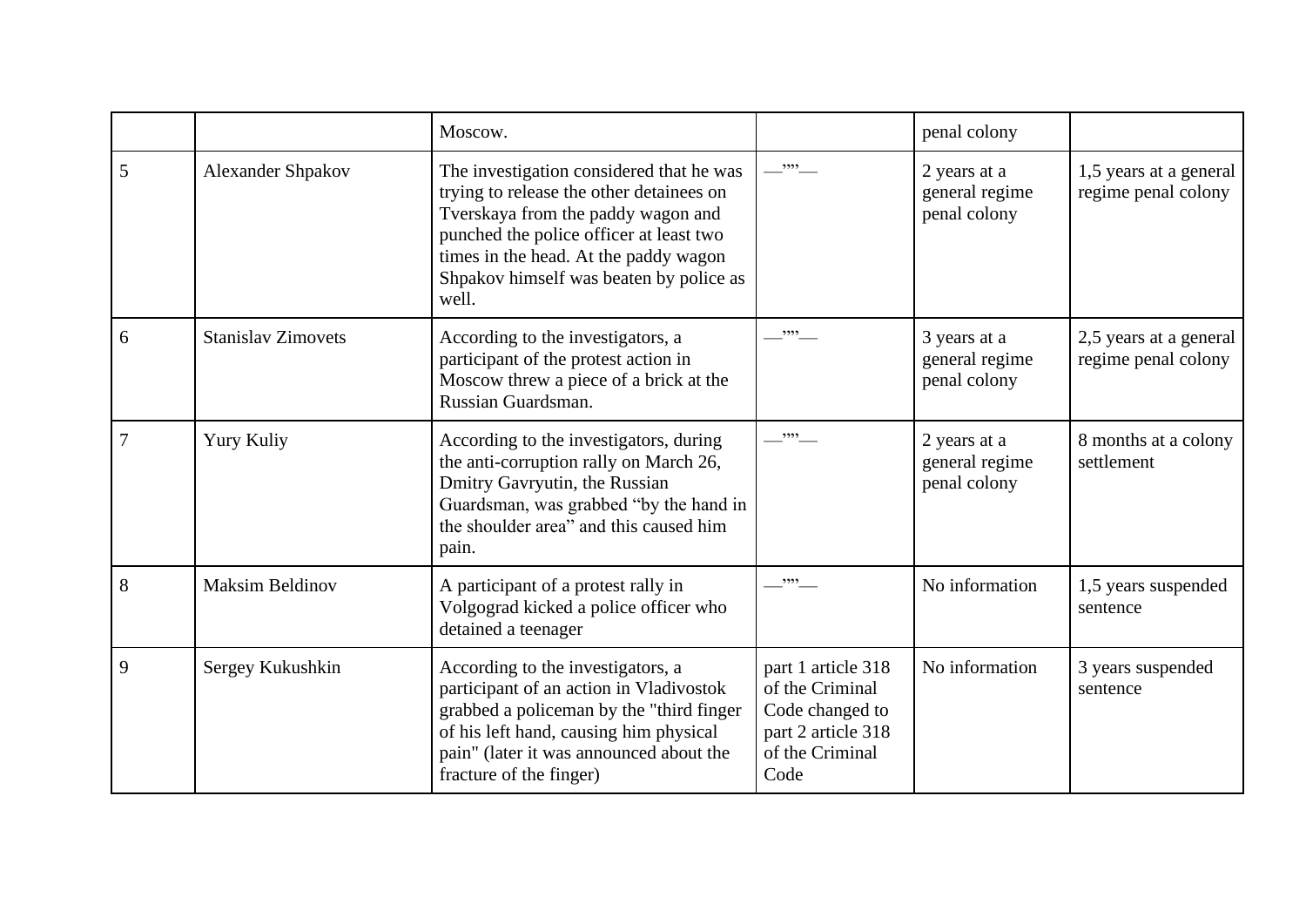| | | | | | |
|---|---|---|---|---|---|
| | | Moscow. | | penal colony | |
| 5 | Alexander Shpakov | The investigation considered that he was trying to release the other detainees on Tverskaya from the paddy wagon and punched the police officer at least two times in the head. At the paddy wagon Shpakov himself was beaten by police as well. | —””— | 2 years at a general regime penal colony | 1,5 years at a general regime penal colony |
| 6 | Stanislav Zimovets | According to the investigators, a participant of the protest action in Moscow threw a piece of a brick at the Russian Guardsman. | —””— | 3 years at a general regime penal colony | 2,5 years at a general regime penal colony |
| 7 | Yury Kuliy | According to the investigators, during the anti-corruption rally on March 26, Dmitry Gavryutin, the Russian Guardsman, was grabbed “by the hand in the shoulder area” and this caused him pain. | —””— | 2 years at a general regime penal colony | 8 months at a colony settlement |
| 8 | Maksim Beldinov | A participant of a protest rally in Volgograd kicked a police officer who detained a teenager | —””— | No information | 1,5 years suspended sentence |
| 9 | Sergey Kukushkin | According to the investigators, a participant of an action in Vladivostok grabbed a policeman by the "third finger of his left hand, causing him physical pain" (later it was announced about the fracture of the finger) | part 1 article 318 of the Criminal Code changed to part 2 article 318 of the Criminal Code | No information | 3 years suspended sentence |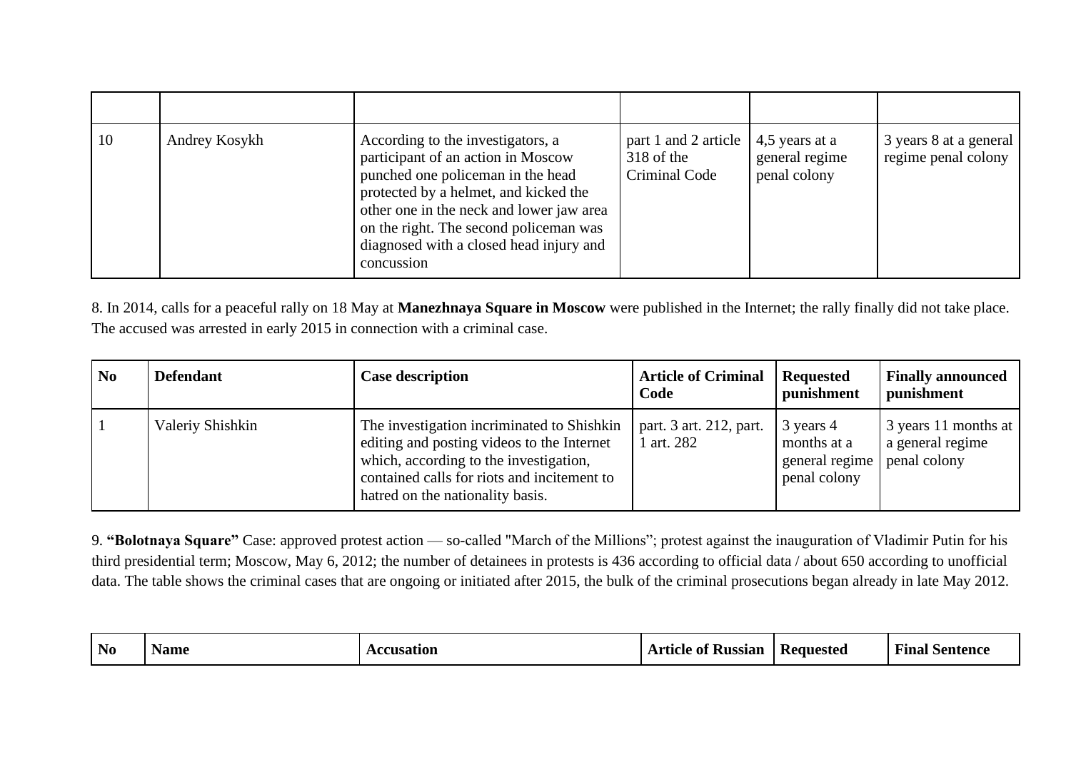| | | | | | |
|---|---|---|---|---|---|
| 10 | Andrey Kosykh | According to the investigators, a participant of an action in Moscow punched one policeman in the head protected by a helmet, and kicked the other one in the neck and lower jaw area on the right. The second policeman was diagnosed with a closed head injury and concussion | part 1 and 2 article 318 of the Criminal Code | 4,5 years at a general regime penal colony | 3 years 8 at a general regime penal colony |

8. In 2014, calls for a peaceful rally on 18 May at **Manezhnaya Square in Moscow** were published in the Internet; the rally finally did not take place. The accused was arrested in early 2015 in connection with a criminal case.

| No | Defendant | Case description | Article of Criminal Code | Requested punishment | Finally announced punishment |
|---|---|---|---|---|---|
| 1 | Valeriy Shishkin | The investigation incriminated to Shishkin editing and posting videos to the Internet which, according to the investigation, contained calls for riots and incitement to hatred on the nationality basis. | part. 3 art. 212, part. 1 art. 282 | 3 years 4 months at a general regime penal colony | 3 years 11 months at a general regime penal colony |

9. **"Bolotnaya Square"** Case: approved protest action — so-called "March of the Millions"; protest against the inauguration of Vladimir Putin for his third presidential term; Moscow, May 6, 2012; the number of detainees in protests is 436 according to official data / about 650 according to unofficial data. The table shows the criminal cases that are ongoing or initiated after 2015, the bulk of the criminal prosecutions began already in late May 2012.

| No | Name | Accusation | Article of Russian | Requested | Final Sentence |
|---|---|---|---|---|---|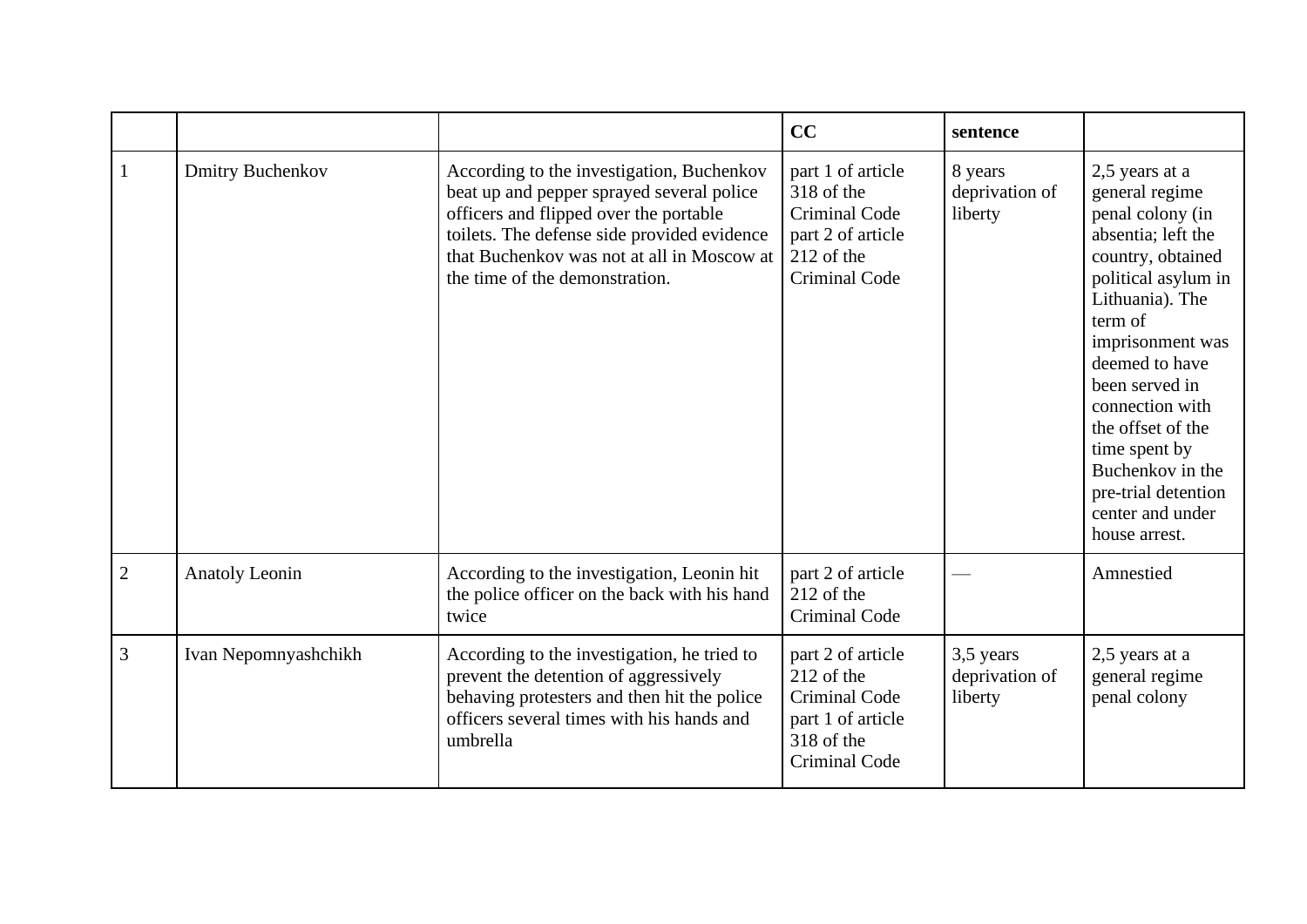|  |  |  | **CC** | **sentence** |  |
|---|---|---|---|---|---|
| 1 | Dmitry Buchenkov | According to the investigation, Buchenkov beat up and pepper sprayed several police officers and flipped over the portable toilets. The defense side provided evidence that Buchenkov was not at all in Moscow at the time of the demonstration. | part 1 of article 318 of the Criminal Code part 2 of article 212 of the Criminal Code | 8 years deprivation of liberty | 2,5 years at a general regime penal colony (in absentia; left the country, obtained political asylum in Lithuania). The term of imprisonment was deemed to have been served in connection with the offset of the time spent by Buchenkov in the pre-trial detention center and under house arrest. |
| 2 | Anatoly Leonin | According to the investigation, Leonin hit the police officer on the back with his hand twice | part 2 of article 212 of the Criminal Code | — | Amnestied |
| 3 | Ivan Nepomnyashchikh | According to the investigation, he tried to prevent the detention of aggressively behaving protesters and then hit the police officers several times with his hands and umbrella | part 2 of article 212 of the Criminal Code part 1 of article 318 of the Criminal Code | 3,5 years deprivation of liberty | 2,5 years at a general regime penal colony |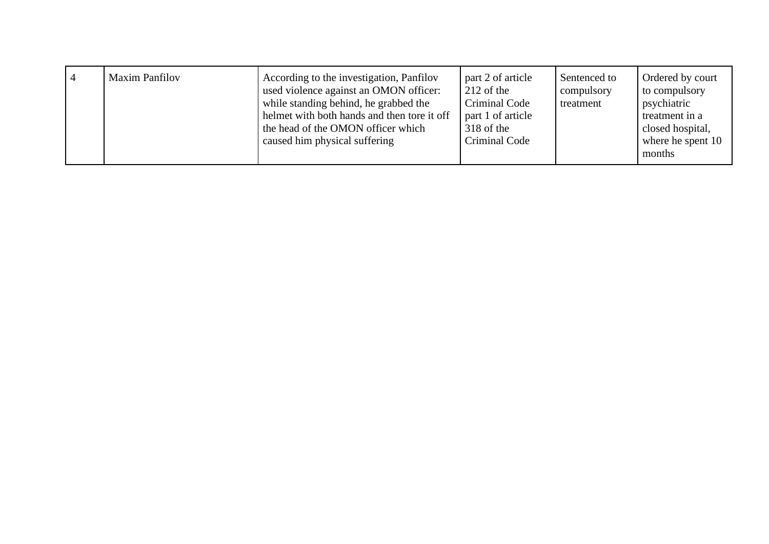| | | | | | |
|---|---|---|---|---|---|
| 4 | Maxim Panfilov | According to the investigation, Panfilov used violence against an OMON officer: while standing behind, he grabbed the helmet with both hands and then tore it off the head of the OMON officer which caused him physical suffering | part 2 of article 212 of the Criminal Code part 1 of article 318 of the Criminal Code | Sentenced to compulsory treatment | Ordered by court to compulsory psychiatric treatment in a closed hospital, where he spent 10 months |